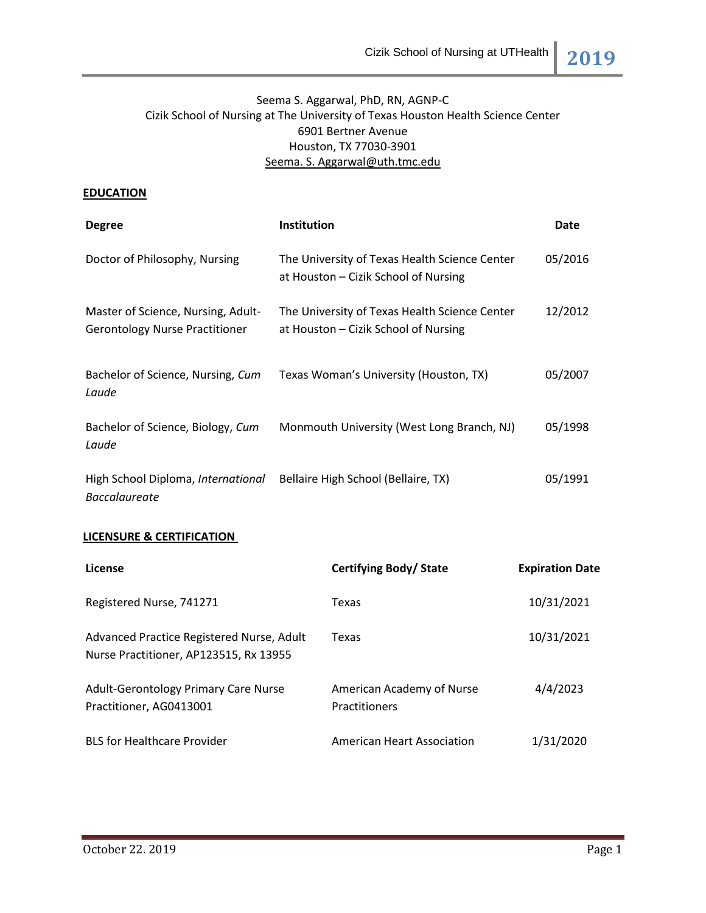Seema S. Aggarwal, PhD, RN, AGNP-C
Cizik School of Nursing at The University of Texas Houston Health Science Center
6901 Bertner Avenue
Houston, TX 77030-3901
Seema. S. Aggarwal@uth.tmc.edu

## EDUCATION

| Degree | Institution | Date |
|---|---|---|
| Doctor of Philosophy, Nursing | The University of Texas Health Science Center at Houston – Cizik School of Nursing | 05/2016 |
| Master of Science, Nursing, Adult-Gerontology Nurse Practitioner | The University of Texas Health Science Center at Houston – Cizik School of Nursing | 12/2012 |
| Bachelor of Science, Nursing, *Cum Laude* | Texas Woman's University (Houston, TX) | 05/2007 |
| Bachelor of Science, Biology, *Cum Laude* | Monmouth University (West Long Branch, NJ) | 05/1998 |
| High School Diploma, *International Baccalaureate* | Bellaire High School (Bellaire, TX) | 05/1991 |

## LICENSURE & CERTIFICATION

| License | Certifying Body/ State | Expiration Date |
|---|---|---|
| Registered Nurse, 741271 | Texas | 10/31/2021 |
| Advanced Practice Registered Nurse, Adult Nurse Practitioner, AP123515, Rx 13955 | Texas | 10/31/2021 |
| Adult-Gerontology Primary Care Nurse Practitioner, AG0413001 | American Academy of Nurse Practitioners | 4/4/2023 |
| BLS for Healthcare Provider | American Heart Association | 1/31/2020 |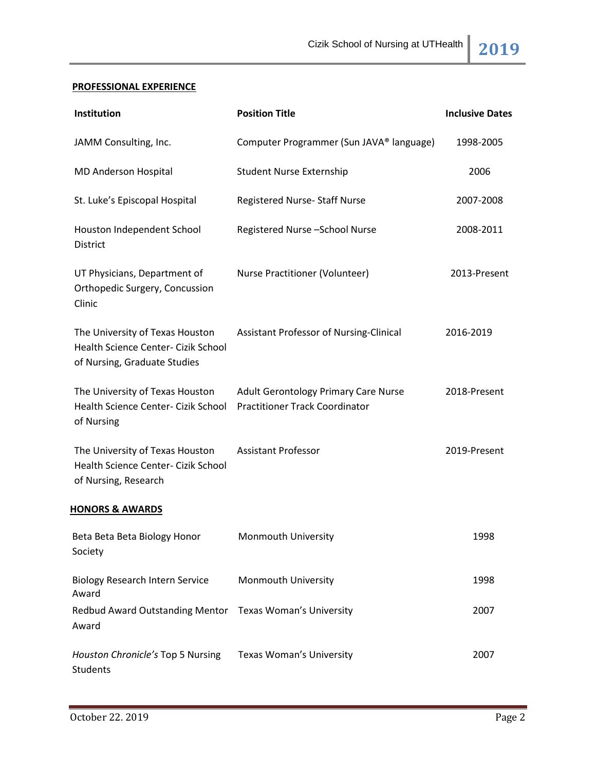**PROFESSIONAL EXPERIENCE**

| Institution | Position Title | Inclusive Dates |
| --- | --- | --- |
| JAMM Consulting, Inc. | Computer Programmer (Sun JAVA® language) | 1998-2005 |
| MD Anderson Hospital | Student Nurse Externship | 2006 |
| St. Luke's Episcopal Hospital | Registered Nurse- Staff Nurse | 2007-2008 |
| Houston Independent School District | Registered Nurse –School Nurse | 2008-2011 |
| UT Physicians, Department of Orthopedic Surgery, Concussion Clinic | Nurse Practitioner (Volunteer) | 2013-Present |
| The University of Texas Houston Health Science Center- Cizik School of Nursing, Graduate Studies | Assistant Professor of Nursing-Clinical | 2016-2019 |
| The University of Texas Houston Health Science Center- Cizik School of Nursing | Adult Gerontology Primary Care Nurse Practitioner Track Coordinator | 2018-Present |
| The University of Texas Houston Health Science Center- Cizik School of Nursing, Research | Assistant Professor | 2019-Present |

**HONORS & AWARDS**

| | | |
| --- | --- | --- |
| Beta Beta Beta Biology Honor Society | Monmouth University | 1998 |
| Biology Research Intern Service Award | Monmouth University | 1998 |
| Redbud Award Outstanding Mentor Award | Texas Woman's University | 2007 |
| *Houston Chronicle's* Top 5 Nursing Students | Texas Woman's University | 2007 |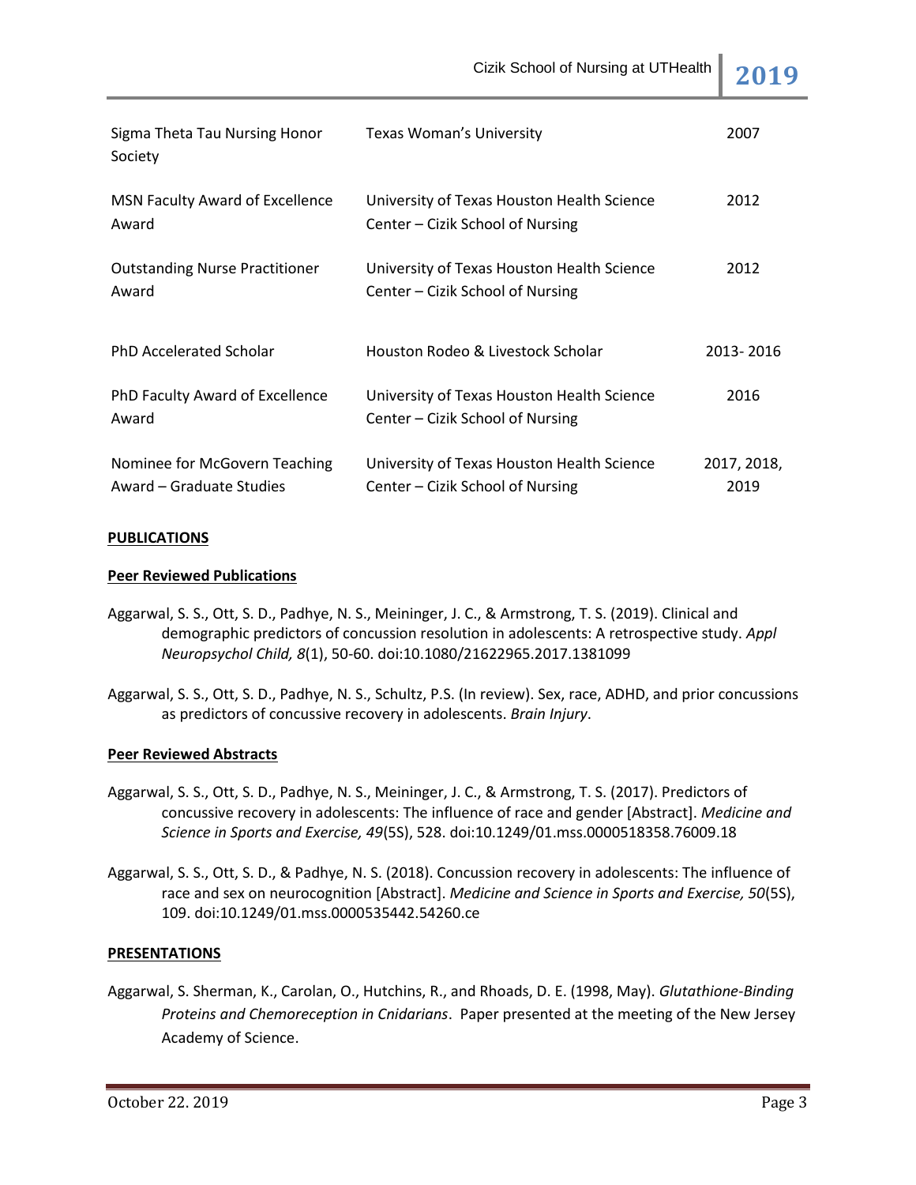| | | |
|---|---|---|
| Sigma Theta Tau Nursing Honor Society | Texas Woman's University | 2007 |
| MSN Faculty Award of Excellence Award | University of Texas Houston Health Science Center – Cizik School of Nursing | 2012 |
| Outstanding Nurse Practitioner Award | University of Texas Houston Health Science Center – Cizik School of Nursing | 2012 |
| PhD Accelerated Scholar | Houston Rodeo & Livestock Scholar | 2013- 2016 |
| PhD Faculty Award of Excellence Award | University of Texas Houston Health Science Center – Cizik School of Nursing | 2016 |
| Nominee for McGovern Teaching Award – Graduate Studies | University of Texas Houston Health Science Center – Cizik School of Nursing | 2017, 2018, 2019 |

**PUBLICATIONS**

**Peer Reviewed Publications**

Aggarwal, S. S., Ott, S. D., Padhye, N. S., Meininger, J. C., & Armstrong, T. S. (2019). Clinical and demographic predictors of concussion resolution in adolescents: A retrospective study. *Appl Neuropsychol Child, 8*(1), 50-60. doi:10.1080/21622965.2017.1381099

Aggarwal, S. S., Ott, S. D., Padhye, N. S., Schultz, P.S. (In review). Sex, race, ADHD, and prior concussions as predictors of concussive recovery in adolescents. *Brain Injury*.

**Peer Reviewed Abstracts**

Aggarwal, S. S., Ott, S. D., Padhye, N. S., Meininger, J. C., & Armstrong, T. S. (2017). Predictors of concussive recovery in adolescents: The influence of race and gender [Abstract]. *Medicine and Science in Sports and Exercise, 49*(5S), 528. doi:10.1249/01.mss.0000518358.76009.18

Aggarwal, S. S., Ott, S. D., & Padhye, N. S. (2018). Concussion recovery in adolescents: The influence of race and sex on neurocognition [Abstract]. *Medicine and Science in Sports and Exercise, 50*(5S), 109. doi:10.1249/01.mss.0000535442.54260.ce

**PRESENTATIONS**

Aggarwal, S. Sherman, K., Carolan, O., Hutchins, R., and Rhoads, D. E. (1998, May). *Glutathione-Binding Proteins and Chemoreception in Cnidarians*. Paper presented at the meeting of the New Jersey Academy of Science.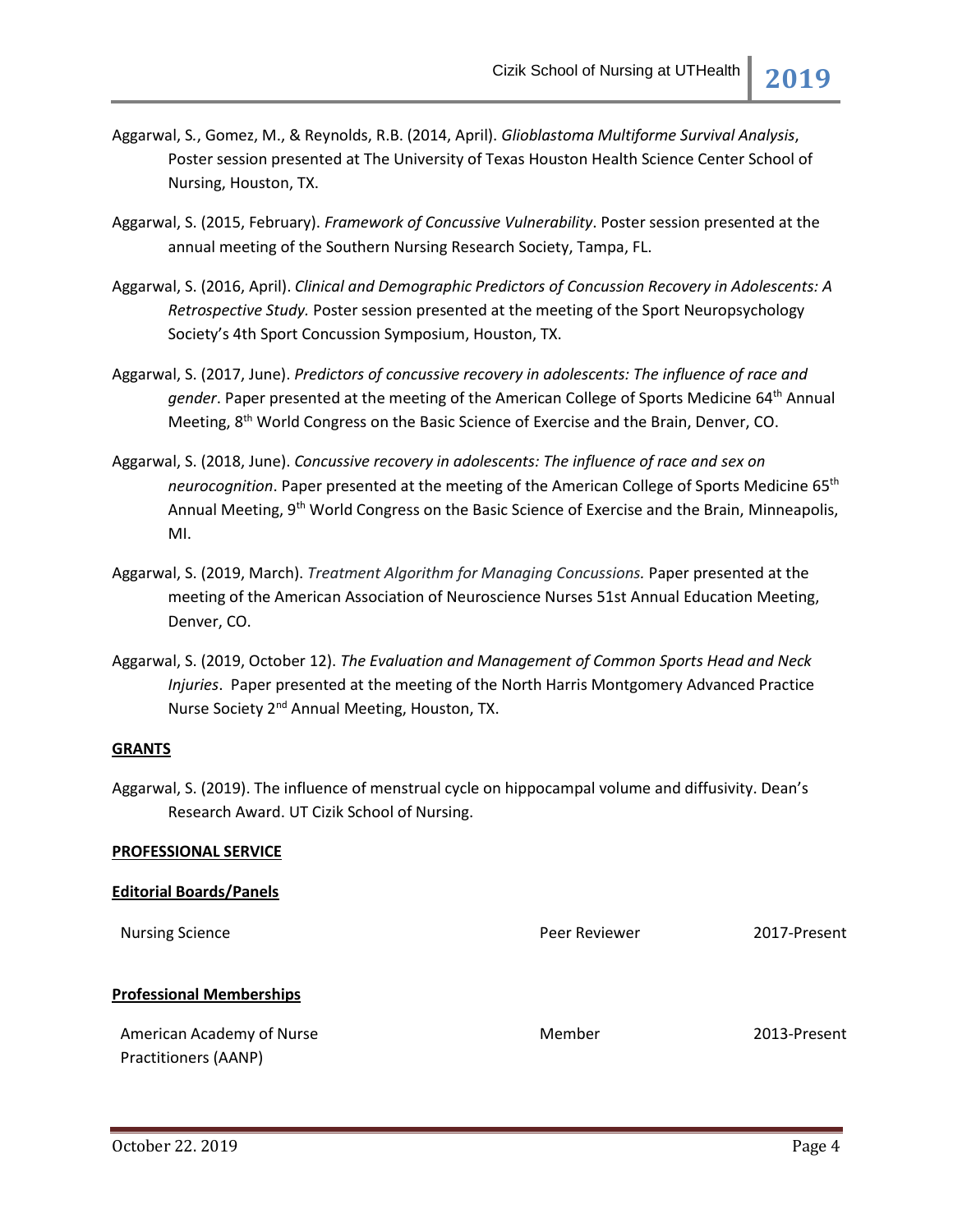Aggarwal, S., Gomez, M., & Reynolds, R.B. (2014, April). *Glioblastoma Multiforme Survival Analysis*, Poster session presented at The University of Texas Houston Health Science Center School of Nursing, Houston, TX.

Aggarwal, S. (2015, February). *Framework of Concussive Vulnerability*. Poster session presented at the annual meeting of the Southern Nursing Research Society, Tampa, FL.

Aggarwal, S. (2016, April). *Clinical and Demographic Predictors of Concussion Recovery in Adolescents: A Retrospective Study.* Poster session presented at the meeting of the Sport Neuropsychology Society's 4th Sport Concussion Symposium, Houston, TX.

Aggarwal, S. (2017, June). *Predictors of concussive recovery in adolescents: The influence of race and gender*. Paper presented at the meeting of the American College of Sports Medicine 64th Annual Meeting, 8th World Congress on the Basic Science of Exercise and the Brain, Denver, CO.

Aggarwal, S. (2018, June). *Concussive recovery in adolescents: The influence of race and sex on neurocognition*. Paper presented at the meeting of the American College of Sports Medicine 65th Annual Meeting, 9th World Congress on the Basic Science of Exercise and the Brain, Minneapolis, MI.

Aggarwal, S. (2019, March). *Treatment Algorithm for Managing Concussions.* Paper presented at the meeting of the American Association of Neuroscience Nurses 51st Annual Education Meeting, Denver, CO.

Aggarwal, S. (2019, October 12). *The Evaluation and Management of Common Sports Head and Neck Injuries*. Paper presented at the meeting of the North Harris Montgomery Advanced Practice Nurse Society 2nd Annual Meeting, Houston, TX.

## GRANTS

Aggarwal, S. (2019). The influence of menstrual cycle on hippocampal volume and diffusivity. Dean's Research Award. UT Cizik School of Nursing.

## PROFESSIONAL SERVICE

### Editorial Boards/Panels

| | | |
|---|---|---|
| Nursing Science | Peer Reviewer | 2017-Present |

### Professional Memberships

| | | |
|---|---|---|
| American Academy of Nurse Practitioners (AANP) | Member | 2013-Present |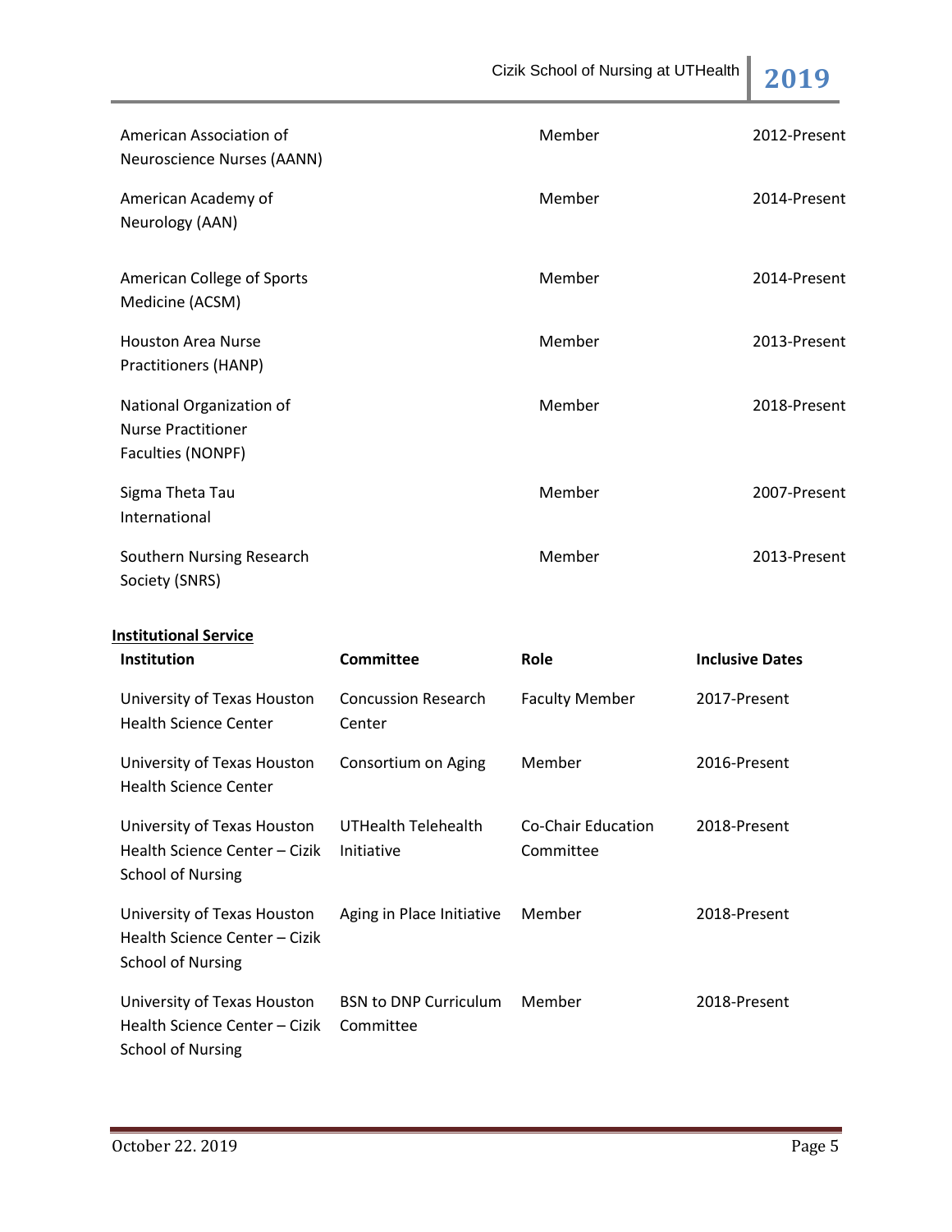| | | |
|---|---|---|
| American Association of Neuroscience Nurses (AANN) | Member | 2012-Present |
| American Academy of Neurology (AAN) | Member | 2014-Present |
| American College of Sports Medicine (ACSM) | Member | 2014-Present |
| Houston Area Nurse Practitioners (HANP) | Member | 2013-Present |
| National Organization of Nurse Practitioner Faculties (NONPF) | Member | 2018-Present |
| Sigma Theta Tau International | Member | 2007-Present |
| Southern Nursing Research Society (SNRS) | Member | 2013-Present |

**Institutional Service**

| Institution | Committee | Role | Inclusive Dates |
|---|---|---|---|
| University of Texas Houston Health Science Center | Concussion Research Center | Faculty Member | 2017-Present |
| University of Texas Houston Health Science Center | Consortium on Aging | Member | 2016-Present |
| University of Texas Houston Health Science Center – Cizik School of Nursing | UTHealth Telehealth Initiative | Co-Chair Education Committee | 2018-Present |
| University of Texas Houston Health Science Center – Cizik School of Nursing | Aging in Place Initiative | Member | 2018-Present |
| University of Texas Houston Health Science Center – Cizik School of Nursing | BSN to DNP Curriculum Committee | Member | 2018-Present |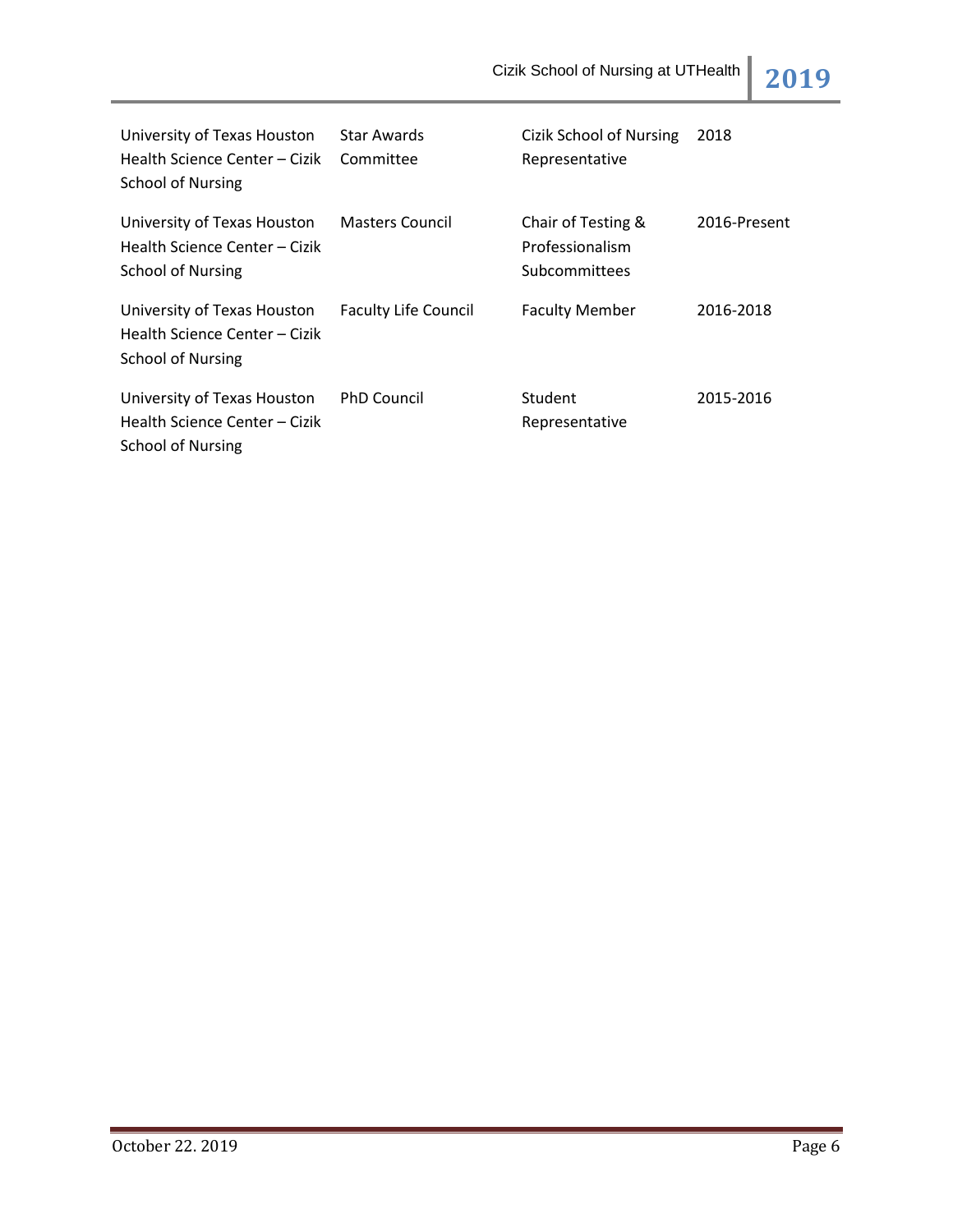| | | | |
|---|---|---|---|
| University of Texas Houston Health Science Center – Cizik School of Nursing | Star Awards Committee | Cizik School of Nursing Representative | 2018 |
| University of Texas Houston Health Science Center – Cizik School of Nursing | Masters Council | Chair of Testing & Professionalism Subcommittees | 2016-Present |
| University of Texas Houston Health Science Center – Cizik School of Nursing | Faculty Life Council | Faculty Member | 2016-2018 |
| University of Texas Houston Health Science Center – Cizik School of Nursing | PhD Council | Student Representative | 2015-2016 |